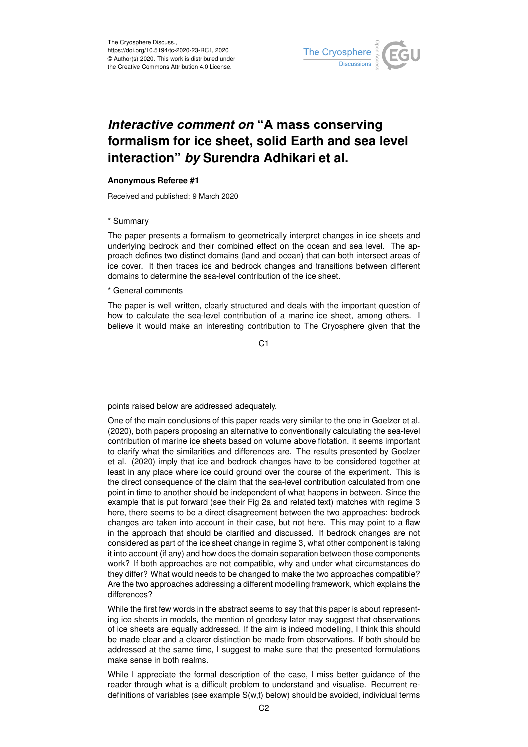# *Interactive comment on* "A mass conserving formalism for ice sheet, solid Earth and sea level interaction" *by* Surendra Adhikari et al.

**Anonymous Referee #1**

Received and published: 9 March 2020

\* Summary

The paper presents a formalism to geometrically interpret changes in ice sheets and underlying bedrock and their combined effect on the ocean and sea level. The approach defines two distinct domains (land and ocean) that can both intersect areas of ice cover. It then traces ice and bedrock changes and transitions between different domains to determine the sea-level contribution of the ice sheet.

\* General comments

The paper is well written, clearly structured and deals with the important question of how to calculate the sea-level contribution of a marine ice sheet, among others. I believe it would make an interesting contribution to The Cryosphere given that the points raised below are addressed adequately.

One of the main conclusions of this paper reads very similar to the one in Goelzer et al. (2020), both papers proposing an alternative to conventionally calculating the sea-level contribution of marine ice sheets based on volume above flotation. it seems important to clarify what the similarities and differences are. The results presented by Goelzer et al. (2020) imply that ice and bedrock changes have to be considered together at least in any place where ice could ground over the course of the experiment. This is the direct consequence of the claim that the sea-level contribution calculated from one point in time to another should be independent of what happens in between. Since the example that is put forward (see their Fig 2a and related text) matches with regime 3 here, there seems to be a direct disagreement between the two approaches: bedrock changes are taken into account in their case, but not here. This may point to a flaw in the approach that should be clarified and discussed. If bedrock changes are not considered as part of the ice sheet change in regime 3, what other component is taking it into account (if any) and how does the domain separation between those components work? If both approaches are not compatible, why and under what circumstances do they differ? What would needs to be changed to make the two approaches compatible? Are the two approaches addressing a different modelling framework, which explains the differences?

While the first few words in the abstract seems to say that this paper is about representing ice sheets in models, the mention of geodesy later may suggest that observations of ice sheets are equally addressed. If the aim is indeed modelling, I think this should be made clear and a clearer distinction be made from observations. If both should be addressed at the same time, I suggest to make sure that the presented formulations make sense in both realms.

While I appreciate the formal description of the case, I miss better guidance of the reader through what is a difficult problem to understand and visualise. Recurrent re-definitions of variables (see example S(w,t) below) should be avoided, individual terms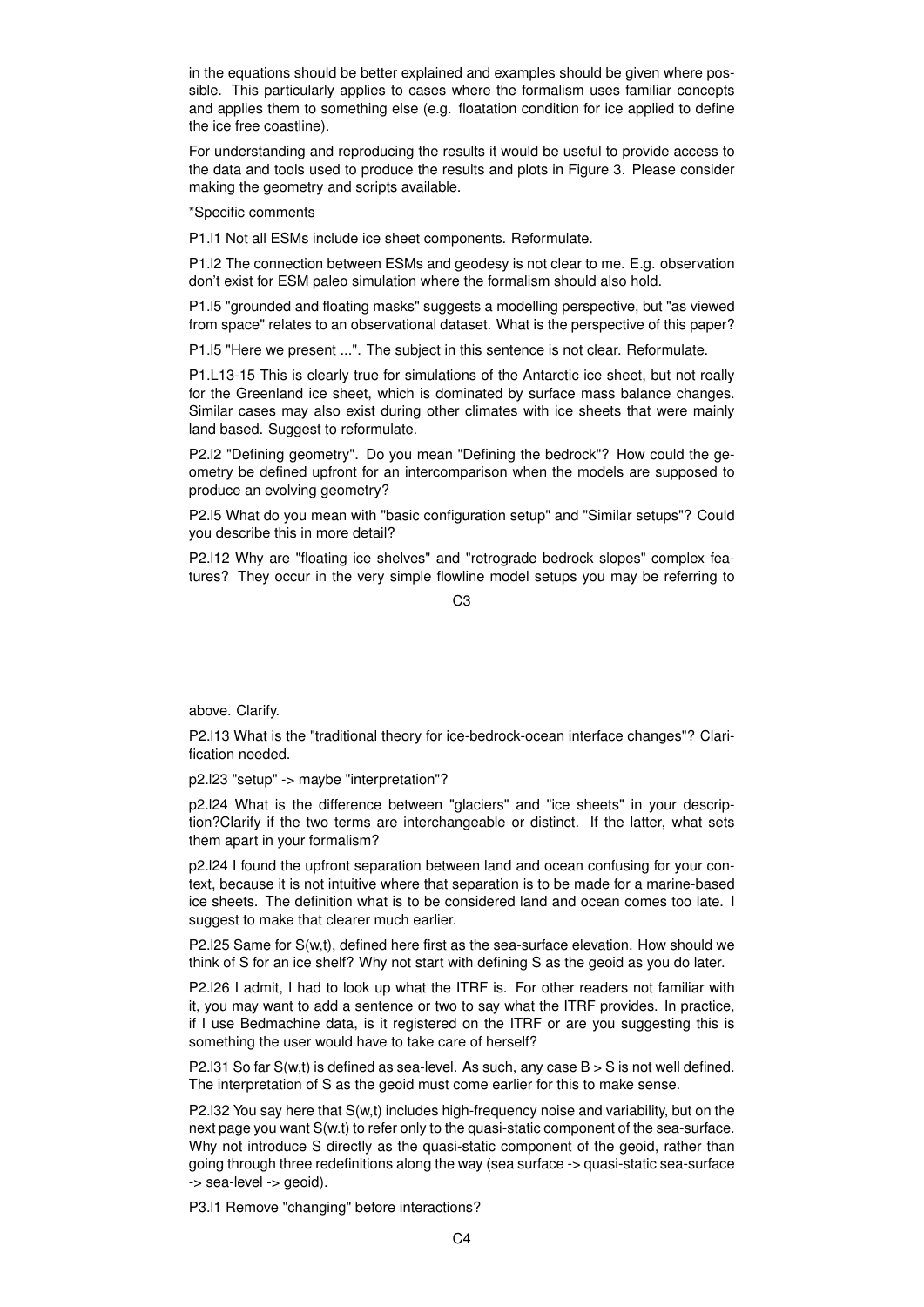in the equations should be better explained and examples should be given where possible. This particularly applies to cases where the formalism uses familiar concepts and applies them to something else (e.g. floatation condition for ice applied to define the ice free coastline).

For understanding and reproducing the results it would be useful to provide access to the data and tools used to produce the results and plots in Figure 3. Please consider making the geometry and scripts available.

*Specific comments

P1.l1 Not all ESMs include ice sheet components. Reformulate.

P1.l2 The connection between ESMs and geodesy is not clear to me. E.g. observation don't exist for ESM paleo simulation where the formalism should also hold.

P1.l5 "grounded and floating masks" suggests a modelling perspective, but "as viewed from space" relates to an observational dataset. What is the perspective of this paper?

P1.l5 "Here we present ...". The subject in this sentence is not clear. Reformulate.

P1.L13-15 This is clearly true for simulations of the Antarctic ice sheet, but not really for the Greenland ice sheet, which is dominated by surface mass balance changes. Similar cases may also exist during other climates with ice sheets that were mainly land based. Suggest to reformulate.

P2.l2 "Defining geometry". Do you mean "Defining the bedrock"? How could the geometry be defined upfront for an intercomparison when the models are supposed to produce an evolving geometry?

P2.l5 What do you mean with "basic configuration setup" and "Similar setups"? Could you describe this in more detail?

P2.l12 Why are "floating ice shelves" and "retrograde bedrock slopes" complex features? They occur in the very simple flowline model setups you may be referring to above. Clarify.

P2.l13 What is the "traditional theory for ice-bedrock-ocean interface changes"? Clarification needed.

p2.l23 "setup" -> maybe "interpretation"?

p2.l24 What is the difference between "glaciers" and "ice sheets" in your description?Clarify if the two terms are interchangeable or distinct. If the latter, what sets them apart in your formalism?

p2.l24 I found the upfront separation between land and ocean confusing for your context, because it is not intuitive where that separation is to be made for a marine-based ice sheets. The definition what is to be considered land and ocean comes too late. I suggest to make that clearer much earlier.

P2.l25 Same for $S(w,t)$, defined here first as the sea-surface elevation. How should we think of S for an ice shelf? Why not start with defining S as the geoid as you do later.

P2.l26 I admit, I had to look up what the ITRF is. For other readers not familiar with it, you may want to add a sentence or two to say what the ITRF provides. In practice, if I use Bedmachine data, is it registered on the ITRF or are you suggesting this is something the user would have to take care of herself?

P2.l31 So far $S(w,t)$ is defined as sea-level. As such, any case $B > S$ is not well defined. The interpretation of S as the geoid must come earlier for this to make sense.

P2.l32 You say here that $S(w,t)$ includes high-frequency noise and variability, but on the next page you want $S(w.t)$ to refer only to the quasi-static component of the sea-surface. Why not introduce S directly as the quasi-static component of the geoid, rather than going through three redefinitions along the way (sea surface -> quasi-static sea-surface -> sea-level -> geoid).

P3.l1 Remove "changing" before interactions?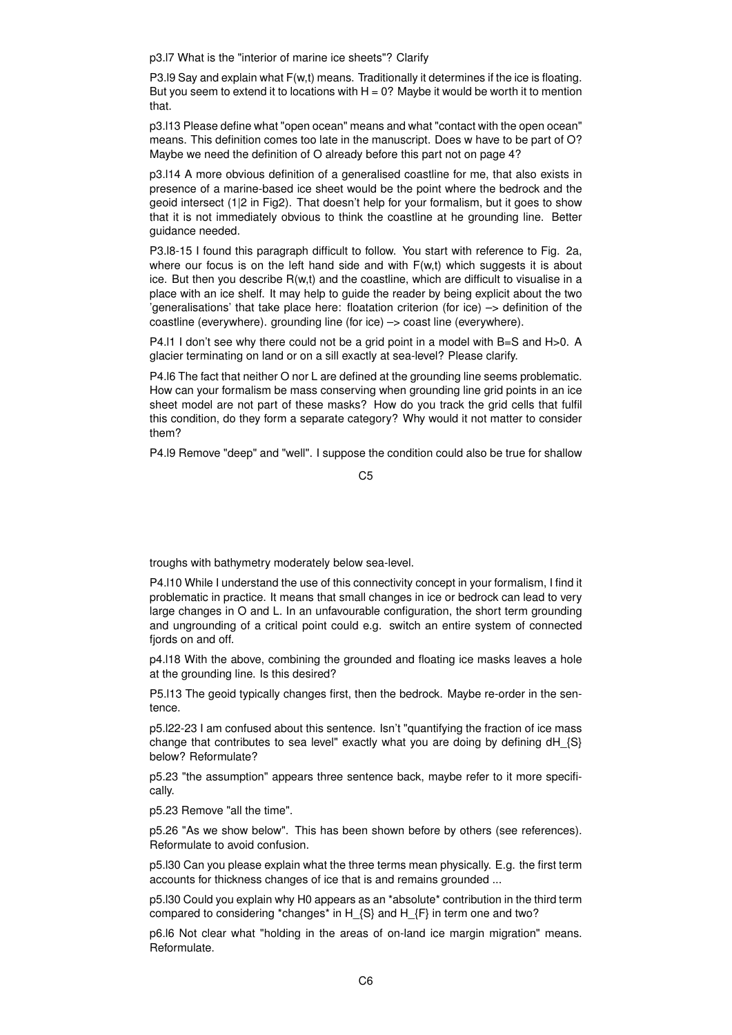p3.l7 What is the "interior of marine ice sheets"? Clarify

P3.l9 Say and explain what $F(w,t)$ means. Traditionally it determines if the ice is floating. But you seem to extend it to locations with $H = 0$? Maybe it would be worth it to mention that.

p3.l13 Please define what "open ocean" means and what "contact with the open ocean" means. This definition comes too late in the manuscript. Does w have to be part of O? Maybe we need the definition of O already before this part not on page 4?

p3.l14 A more obvious definition of a generalised coastline for me, that also exists in presence of a marine-based ice sheet would be the point where the bedrock and the geoid intersect (1|2 in Fig2). That doesn't help for your formalism, but it goes to show that it is not immediately obvious to think the coastline at he grounding line. Better guidance needed.

P3.l8-15 I found this paragraph difficult to follow. You start with reference to Fig. 2a, where our focus is on the left hand side and with $F(w,t)$ which suggests it is about ice. But then you describe $R(w,t)$ and the coastline, which are difficult to visualise in a place with an ice shelf. It may help to guide the reader by being explicit about the two 'generalisations' that take place here: floatation criterion (for ice) –> definition of the coastline (everywhere). grounding line (for ice) –> coast line (everywhere).

P4.l1 I don't see why there could not be a grid point in a model with B=S and H>0. A glacier terminating on land or on a sill exactly at sea-level? Please clarify.

P4.l6 The fact that neither O nor L are defined at the grounding line seems problematic. How can your formalism be mass conserving when grounding line grid points in an ice sheet model are not part of these masks? How do you track the grid cells that fulfil this condition, do they form a separate category? Why would it not matter to consider them?

P4.l9 Remove "deep" and "well". I suppose the condition could also be true for shallow troughs with bathymetry moderately below sea-level.

P4.l10 While I understand the use of this connectivity concept in your formalism, I find it problematic in practice. It means that small changes in ice or bedrock can lead to very large changes in O and L. In an unfavourable configuration, the short term grounding and ungrounding of a critical point could e.g. switch an entire system of connected fjords on and off.

p4.l18 With the above, combining the grounded and floating ice masks leaves a hole at the grounding line. Is this desired?

P5.l13 The geoid typically changes first, then the bedrock. Maybe re-order in the sentence.

p5.l22-23 I am confused about this sentence. Isn't "quantifying the fraction of ice mass change that contributes to sea level" exactly what you are doing by defining dH_{S} below? Reformulate?

p5.23 "the assumption" appears three sentence back, maybe refer to it more specifically.

p5.23 Remove "all the time".

p5.26 "As we show below". This has been shown before by others (see references). Reformulate to avoid confusion.

p5.l30 Can you please explain what the three terms mean physically. E.g. the first term accounts for thickness changes of ice that is and remains grounded ...

p5.l30 Could you explain why H0 appears as an *absolute* contribution in the third term compared to considering *changes* in H_{S} and H_{F} in term one and two?

p6.l6 Not clear what "holding in the areas of on-land ice margin migration" means. Reformulate.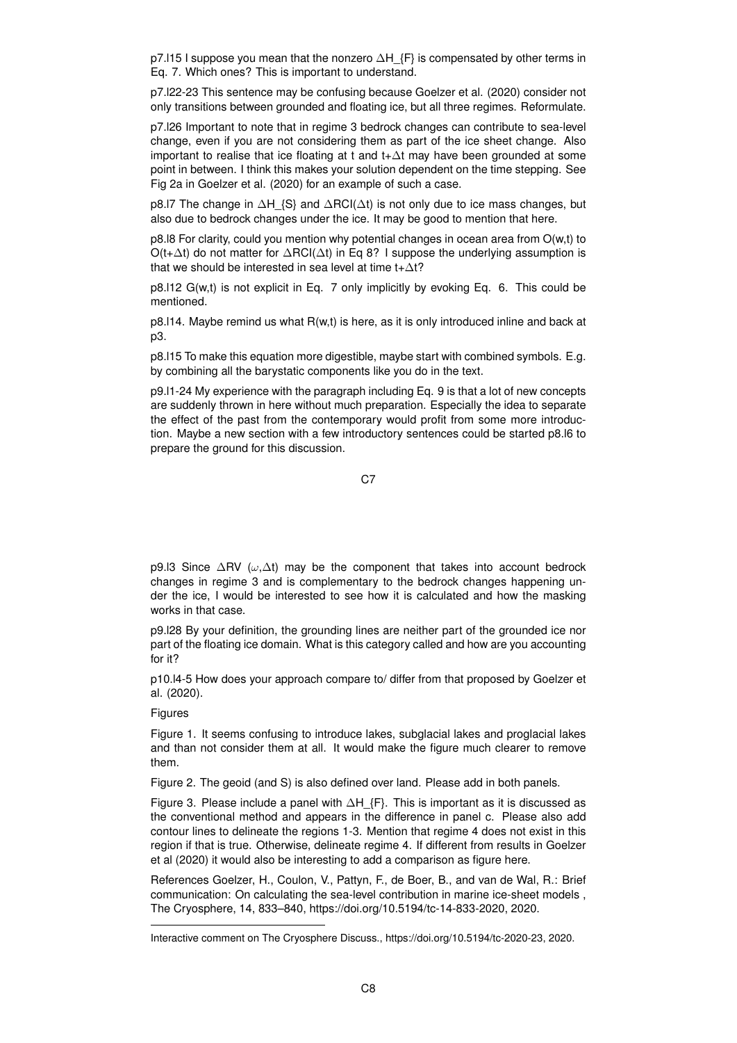p7.l15 I suppose you mean that the nonzero $\Delta H_{F}$ is compensated by other terms in Eq. 7. Which ones? This is important to understand.

p7.l22-23 This sentence may be confusing because Goelzer et al. (2020) consider not only transitions between grounded and floating ice, but all three regimes. Reformulate.

p7.l26 Important to note that in regime 3 bedrock changes can contribute to sea-level change, even if you are not considering them as part of the ice sheet change. Also important to realise that ice floating at t and t+$\Delta$t may have been grounded at some point in between. I think this makes your solution dependent on the time stepping. See Fig 2a in Goelzer et al. (2020) for an example of such a case.

p8.l7 The change in $\Delta H_{S}$ and $\Delta RCI(\Delta t)$ is not only due to ice mass changes, but also due to bedrock changes under the ice. It may be good to mention that here.

p8.l8 For clarity, could you mention why potential changes in ocean area from O(w,t) to O(t+$\Delta$t) do not matter for $\Delta RCI(\Delta t)$ in Eq 8? I suppose the underlying assumption is that we should be interested in sea level at time t+$\Delta$t?

p8.l12 G(w,t) is not explicit in Eq. 7 only implicitly by evoking Eq. 6. This could be mentioned.

p8.l14. Maybe remind us what R(w,t) is here, as it is only introduced inline and back at p3.

p8.l15 To make this equation more digestible, maybe start with combined symbols. E.g. by combining all the barystatic components like you do in the text.

p9.l1-24 My experience with the paragraph including Eq. 9 is that a lot of new concepts are suddenly thrown in here without much preparation. Especially the idea to separate the effect of the past from the contemporary would profit from some more introduction. Maybe a new section with a few introductory sentences could be started p8.l6 to prepare the ground for this discussion.

p9.l3 Since $\Delta RV$ ($\omega$,$\Delta$t) may be the component that takes into account bedrock changes in regime 3 and is complementary to the bedrock changes happening under the ice, I would be interested to see how it is calculated and how the masking works in that case.

p9.l28 By your definition, the grounding lines are neither part of the grounded ice nor part of the floating ice domain. What is this category called and how are you accounting for it?

p10.l4-5 How does your approach compare to/ differ from that proposed by Goelzer et al. (2020).

Figures

Figure 1. It seems confusing to introduce lakes, subglacial lakes and proglacial lakes and than not consider them at all. It would make the figure much clearer to remove them.

Figure 2. The geoid (and S) is also defined over land. Please add in both panels.

Figure 3. Please include a panel with $\Delta H_{F}$. This is important as it is discussed as the conventional method and appears in the difference in panel c. Please also add contour lines to delineate the regions 1-3. Mention that regime 4 does not exist in this region if that is true. Otherwise, delineate regime 4. If different from results in Goelzer et al (2020) it would also be interesting to add a comparison as figure here.

References Goelzer, H., Coulon, V., Pattyn, F., de Boer, B., and van de Wal, R.: Brief communication: On calculating the sea-level contribution in marine ice-sheet models , The Cryosphere, 14, 833–840, https://doi.org/10.5194/tc-14-833-2020, 2020.

---

Interactive comment on The Cryosphere Discuss., https://doi.org/10.5194/tc-2020-23, 2020.